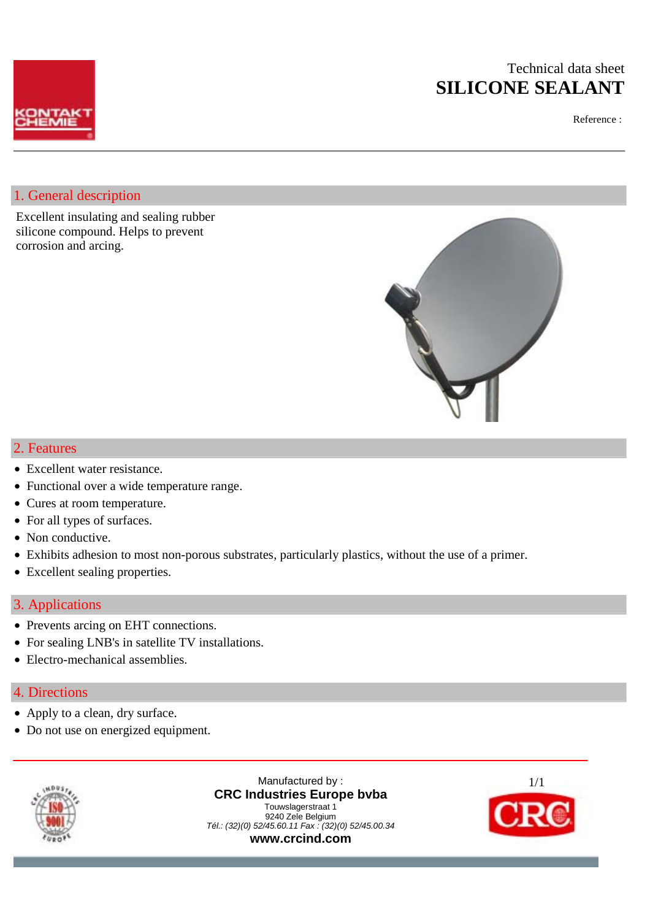Technical data sheet

# SILICONE SEALANT

Reference :

## 1. General description

Excellent insulating and sealing rubber silicone compound. Helps to prevent corrosion and arcing.

## 2. Features

- Excellent water resistance.
- Functional over a wide temperature range.
- Cures at room temperature.
- For all types of surfaces.
- Non conductive.
- Exhibits adhesion to most non-porous substrates, particularly plastics, without the use of a primer.
- Excellent sealing properties.

## 3. Applications

- Prevents arcing on EHT connections.
- For sealing LNB's in satellite TV installations.
- Electro-mechanical assemblies.

## 4. Directions

- Apply to a clean, dry surface.
- Do not use on energized equipment.

Manufactured by :
**CRC Industries Europe bvba**
Touwslagerstraat 1
9240 Zele Belgium
*Tél.: (32)(0) 52/45.60.11 Fax : (32)(0) 52/45.00.34*
**www.crcind.com**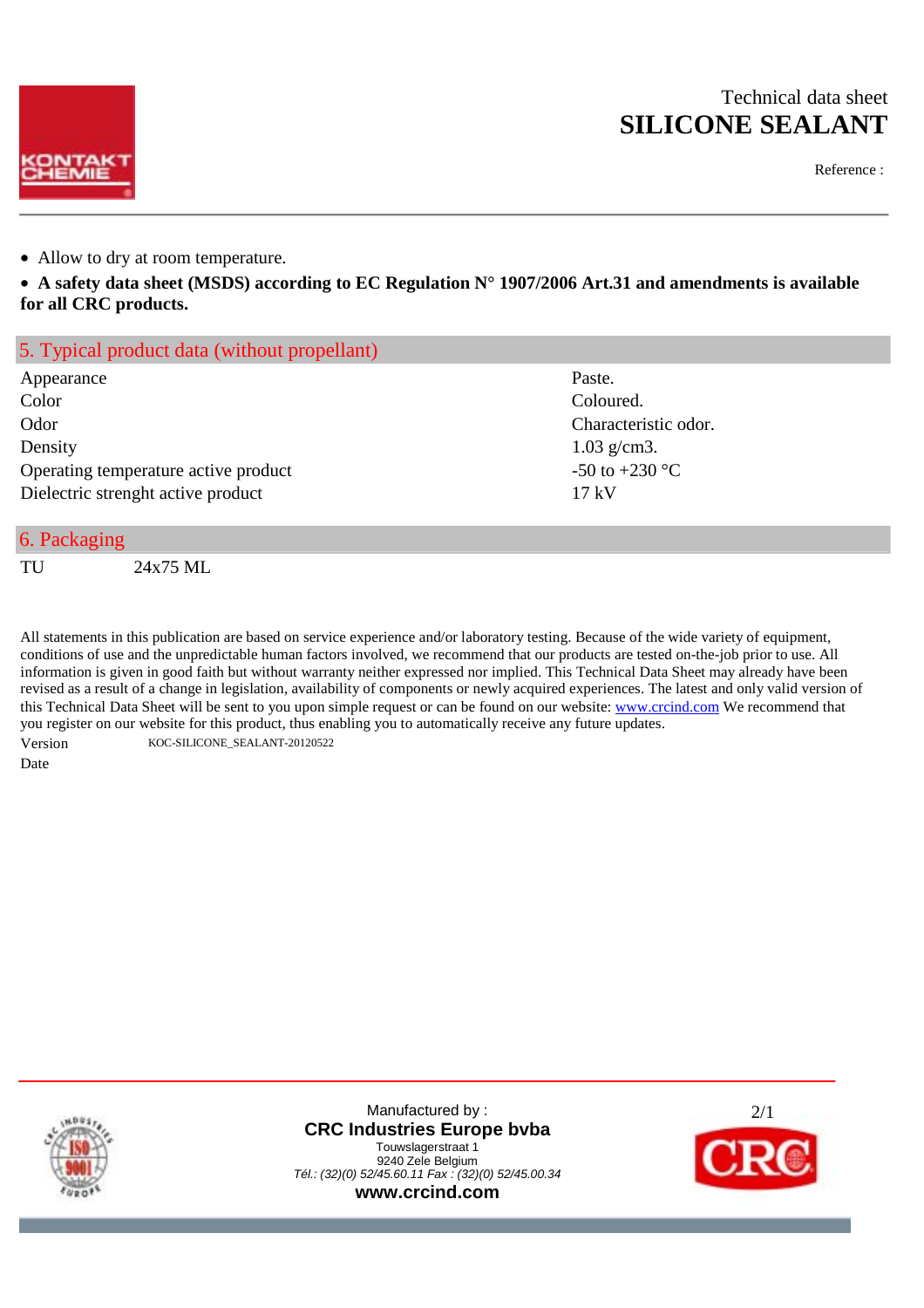- Allow to dry at room temperature.
- **A safety data sheet (MSDS) according to EC Regulation N° 1907/2006 Art.31 and amendments is available for all CRC products.**

## 5. Typical product data (without propellant)

| | |
|---|---|
| Appearance | Paste. |
| Color | Coloured. |
| Odor | Characteristic odor. |
| Density | 1.03 g/cm3. |
| Operating temperature active product | -50 to +230 °C |
| Dielectric strenght active product | 17 kV |

## 6. Packaging

| | |
|---|---|
| TU | 24x75 ML |

All statements in this publication are based on service experience and/or laboratory testing. Because of the wide variety of equipment, conditions of use and the unpredictable human factors involved, we recommend that our products are tested on-the-job prior to use. All information is given in good faith but without warranty neither expressed nor implied. This Technical Data Sheet may already have been revised as a result of a change in legislation, availability of components or newly acquired experiences. The latest and only valid version of this Technical Data Sheet will be sent to you upon simple request or can be found on our website: www.crcind.com We recommend that you register on our website for this product, thus enabling you to automatically receive any future updates.

Version KOC-SILICONE_SEALANT-20120522

Date

Manufactured by :
**CRC Industries Europe bvba**
Touwslagerstraat 1
9240 Zele Belgium
*Tél.: (32)(0) 52/45.60.11 Fax : (32)(0) 52/45.00.34*
**www.crcind.com**